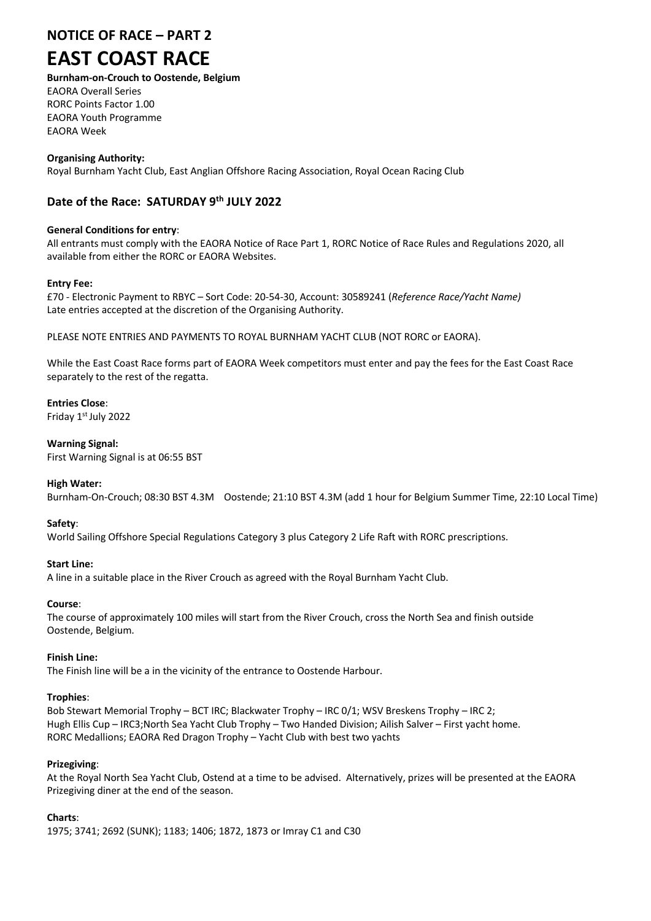# NOTICE OF RACE – PART 2

# EAST COAST RACE

**Burnham-on-Crouch to Oostende, Belgium**
EAORA Overall Series
RORC Points Factor 1.00
EAORA Youth Programme
EAORA Week

**Organising Authority:**
Royal Burnham Yacht Club, East Anglian Offshore Racing Association, Royal Ocean Racing Club

## Date of the Race: SATURDAY 9th JULY 2022

**General Conditions for entry**:
All entrants must comply with the EAORA Notice of Race Part 1, RORC Notice of Race Rules and Regulations 2020, all available from either the RORC or EAORA Websites.

**Entry Fee:**
£70 - Electronic Payment to RBYC – Sort Code: 20-54-30, Account: 30589241 (*Reference Race/Yacht Name)*
Late entries accepted at the discretion of the Organising Authority.

PLEASE NOTE ENTRIES AND PAYMENTS TO ROYAL BURNHAM YACHT CLUB (NOT RORC or EAORA).

While the East Coast Race forms part of EAORA Week competitors must enter and pay the fees for the East Coast Race separately to the rest of the regatta.

**Entries Close**:
Friday 1st July 2022

**Warning Signal:**
First Warning Signal is at 06:55 BST

**High Water:**
Burnham-On-Crouch; 08:30 BST 4.3M Oostende; 21:10 BST 4.3M (add 1 hour for Belgium Summer Time, 22:10 Local Time)

**Safety**:
World Sailing Offshore Special Regulations Category 3 plus Category 2 Life Raft with RORC prescriptions.

**Start Line:**
A line in a suitable place in the River Crouch as agreed with the Royal Burnham Yacht Club.

**Course**:
The course of approximately 100 miles will start from the River Crouch, cross the North Sea and finish outside Oostende, Belgium.

**Finish Line:**
The Finish line will be a in the vicinity of the entrance to Oostende Harbour.

**Trophies**:
Bob Stewart Memorial Trophy – BCT IRC; Blackwater Trophy – IRC 0/1; WSV Breskens Trophy – IRC 2; Hugh Ellis Cup – IRC3;North Sea Yacht Club Trophy – Two Handed Division; Ailish Salver – First yacht home. RORC Medallions; EAORA Red Dragon Trophy – Yacht Club with best two yachts

**Prizegiving**:
At the Royal North Sea Yacht Club, Ostend at a time to be advised. Alternatively, prizes will be presented at the EAORA Prizegiving diner at the end of the season.

**Charts**:
1975; 3741; 2692 (SUNK); 1183; 1406; 1872, 1873 or Imray C1 and C30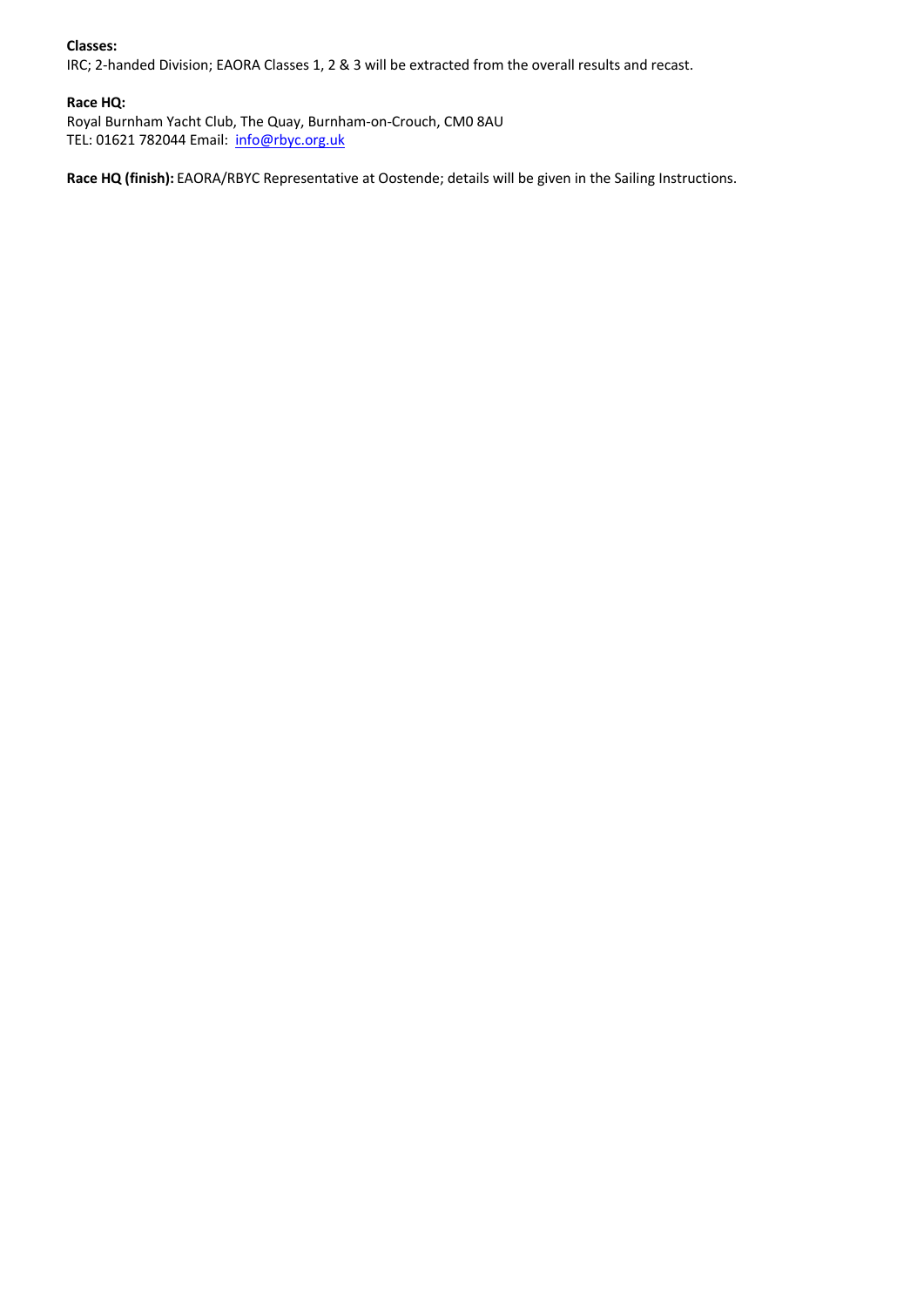**Classes:**
IRC; 2-handed Division; EAORA Classes 1, 2 & 3 will be extracted from the overall results and recast.

**Race HQ:**
Royal Burnham Yacht Club, The Quay, Burnham-on-Crouch, CM0 8AU
TEL: 01621 782044 Email: info@rbyc.org.uk

**Race HQ (finish):** EAORA/RBYC Representative at Oostende; details will be given in the Sailing Instructions.